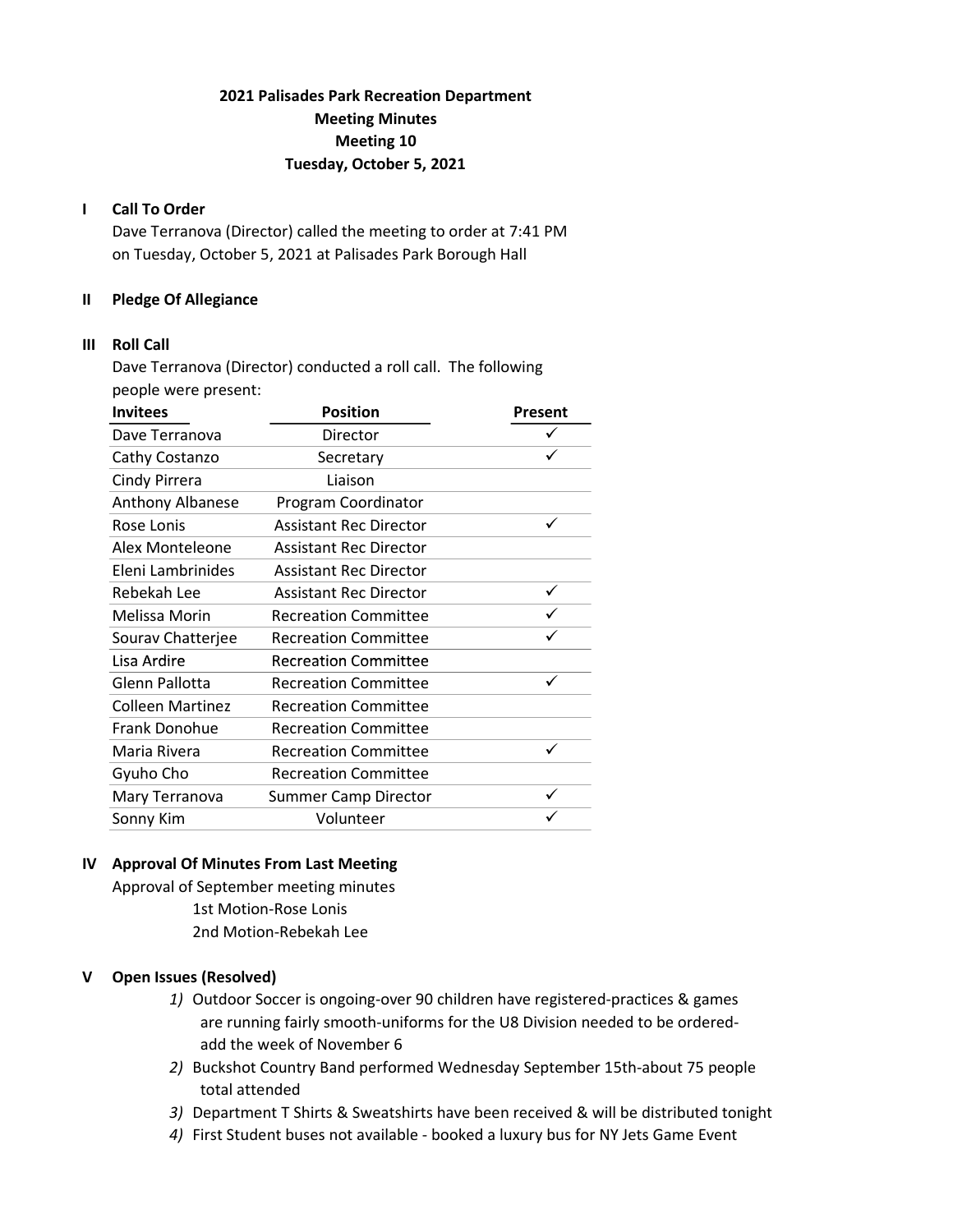# 2021 Palisades Park Recreation Department
## Meeting Minutes
## Meeting 10
## Tuesday, October 5, 2021

## I Call To Order

Dave Terranova (Director) called the meeting to order at 7:41 PM on Tuesday, October 5, 2021 at Palisades Park Borough Hall

## II Pledge Of Allegiance

## III Roll Call

Dave Terranova (Director) conducted a roll call. The following people were present:

| Invitees | Position | Present |
|---|---|---|
| Dave Terranova | Director | ✓ |
| Cathy Costanzo | Secretary | ✓ |
| Cindy Pirrera | Liaison | |
| Anthony Albanese | Program Coordinator | |
| Rose Lonis | Assistant Rec Director | ✓ |
| Alex Monteleone | Assistant Rec Director | |
| Eleni Lambrinides | Assistant Rec Director | |
| Rebekah Lee | Assistant Rec Director | ✓ |
| Melissa Morin | Recreation Committee | ✓ |
| Sourav Chatterjee | Recreation Committee | ✓ |
| Lisa Ardire | Recreation Committee | |
| Glenn Pallotta | Recreation Committee | ✓ |
| Colleen Martinez | Recreation Committee | |
| Frank Donohue | Recreation Committee | |
| Maria Rivera | Recreation Committee | ✓ |
| Gyuho Cho | Recreation Committee | |
| Mary Terranova | Summer Camp Director | ✓ |
| Sonny Kim | Volunteer | ✓ |

## IV Approval Of Minutes From Last Meeting

Approval of September meeting minutes

1st Motion-Rose Lonis

2nd Motion-Rebekah Lee

## V Open Issues (Resolved)

1) Outdoor Soccer is ongoing-over 90 children have registered-practices & games are running fairly smooth-uniforms for the U8 Division needed to be ordered-add the week of November 6
2) Buckshot Country Band performed Wednesday September 15th-about 75 people total attended
3) Department T Shirts & Sweatshirts have been received & will be distributed tonight
4) First Student buses not available - booked a luxury bus for NY Jets Game Event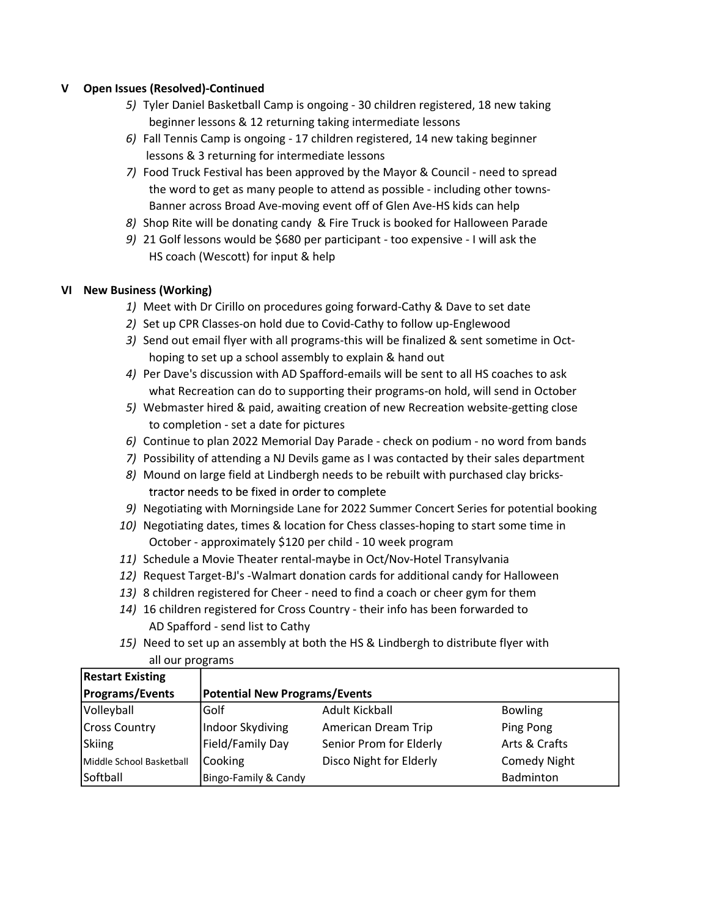## V Open Issues (Resolved)-Continued

5) Tyler Daniel Basketball Camp is ongoing - 30 children registered, 18 new taking beginner lessons & 12 returning taking intermediate lessons
6) Fall Tennis Camp is ongoing - 17 children registered, 14 new taking beginner lessons & 3 returning for intermediate lessons
7) Food Truck Festival has been approved by the Mayor & Council - need to spread the word to get as many people to attend as possible - including other towns- Banner across Broad Ave-moving event off of Glen Ave-HS kids can help
8) Shop Rite will be donating candy & Fire Truck is booked for Halloween Parade
9) 21 Golf lessons would be $680 per participant - too expensive - I will ask the HS coach (Wescott) for input & help

## VI New Business (Working)

1) Meet with Dr Cirillo on procedures going forward-Cathy & Dave to set date
2) Set up CPR Classes-on hold due to Covid-Cathy to follow up-Englewood
3) Send out email flyer with all programs-this will be finalized & sent sometime in Oct- hoping to set up a school assembly to explain & hand out
4) Per Dave's discussion with AD Spafford-emails will be sent to all HS coaches to ask what Recreation can do to supporting their programs-on hold, will send in October
5) Webmaster hired & paid, awaiting creation of new Recreation website-getting close to completion - set a date for pictures
6) Continue to plan 2022 Memorial Day Parade - check on podium - no word from bands
7) Possibility of attending a NJ Devils game as I was contacted by their sales department
8) Mound on large field at Lindbergh needs to be rebuilt with purchased clay bricks- tractor needs to be fixed in order to complete
9) Negotiating with Morningside Lane for 2022 Summer Concert Series for potential booking
10) Negotiating dates, times & location for Chess classes-hoping to start some time in October - approximately $120 per child - 10 week program
11) Schedule a Movie Theater rental-maybe in Oct/Nov-Hotel Transylvania
12) Request Target-BJ's -Walmart donation cards for additional candy for Halloween
13) 8 children registered for Cheer - need to find a coach or cheer gym for them
14) 16 children registered for Cross Country - their info has been forwarded to AD Spafford - send list to Cathy
15) Need to set up an assembly at both the HS & Lindbergh to distribute flyer with all our programs

| Restart Existing Programs/Events | Potential New Programs/Events | | |
|---|---|---|---|
| Volleyball | Golf | Adult Kickball | Bowling |
| Cross Country | Indoor Skydiving | American Dream Trip | Ping Pong |
| Skiing | Field/Family Day | Senior Prom for Elderly | Arts & Crafts |
| Middle School Basketball | Cooking | Disco Night for Elderly | Comedy Night |
| Softball | Bingo-Family & Candy | | Badminton |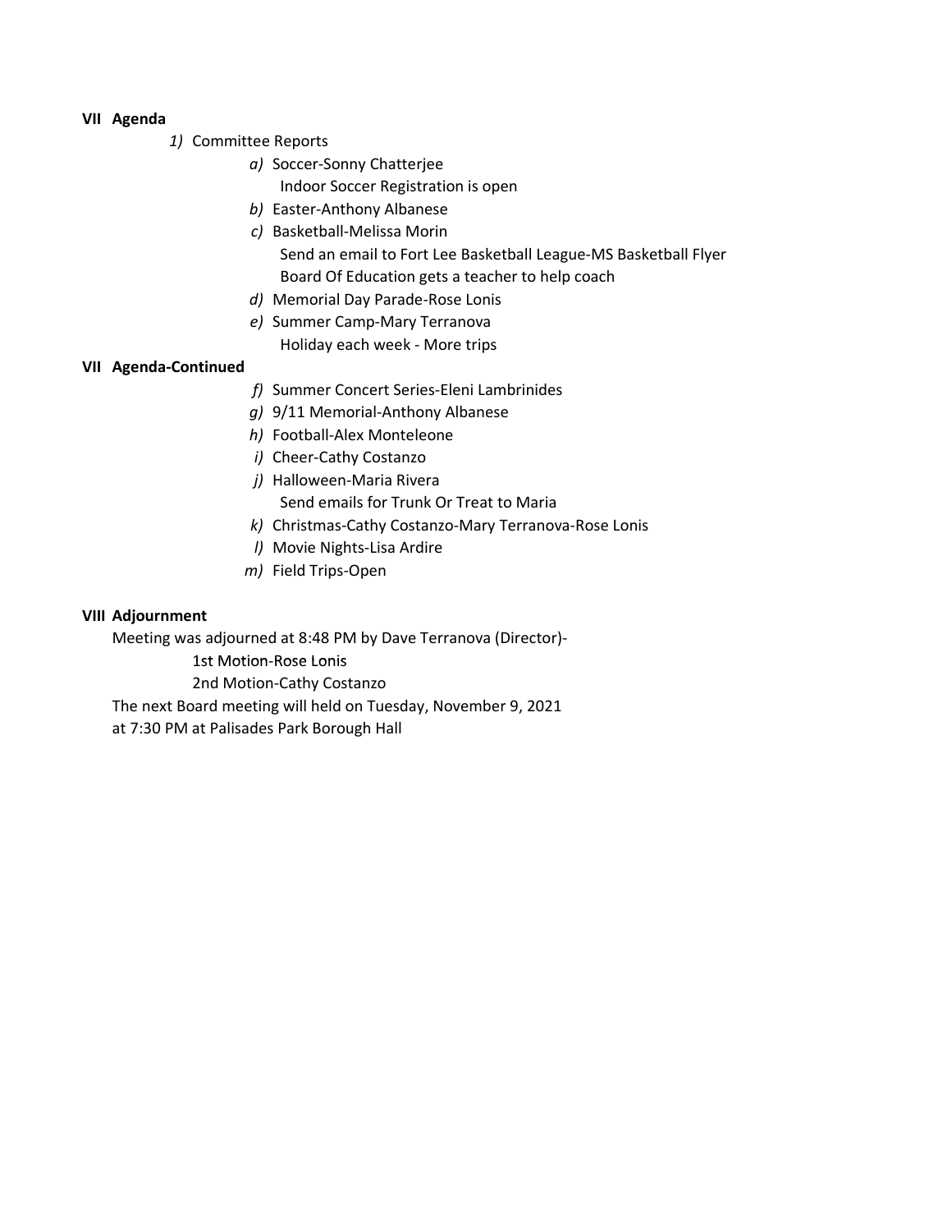**VII Agenda**

*1)* Committee Reports

*a)* Soccer-Sonny Chatterjee
Indoor Soccer Registration is open

*b)* Easter-Anthony Albanese

*c)* Basketball-Melissa Morin
Send an email to Fort Lee Basketball League-MS Basketball Flyer
Board Of Education gets a teacher to help coach

*d)* Memorial Day Parade-Rose Lonis

*e)* Summer Camp-Mary Terranova
Holiday each week - More trips

**VII Agenda-Continued**

*f)* Summer Concert Series-Eleni Lambrinides

*g)* 9/11 Memorial-Anthony Albanese

*h)* Football-Alex Monteleone

*i)* Cheer-Cathy Costanzo

*j)* Halloween-Maria Rivera
Send emails for Trunk Or Treat to Maria

*k)* Christmas-Cathy Costanzo-Mary Terranova-Rose Lonis

*l)* Movie Nights-Lisa Ardire

*m)* Field Trips-Open

**VIII Adjournment**

Meeting was adjourned at 8:48 PM by Dave Terranova (Director)-

1st Motion-Rose Lonis

2nd Motion-Cathy Costanzo

The next Board meeting will held on Tuesday, November 9, 2021
at 7:30 PM at Palisades Park Borough Hall